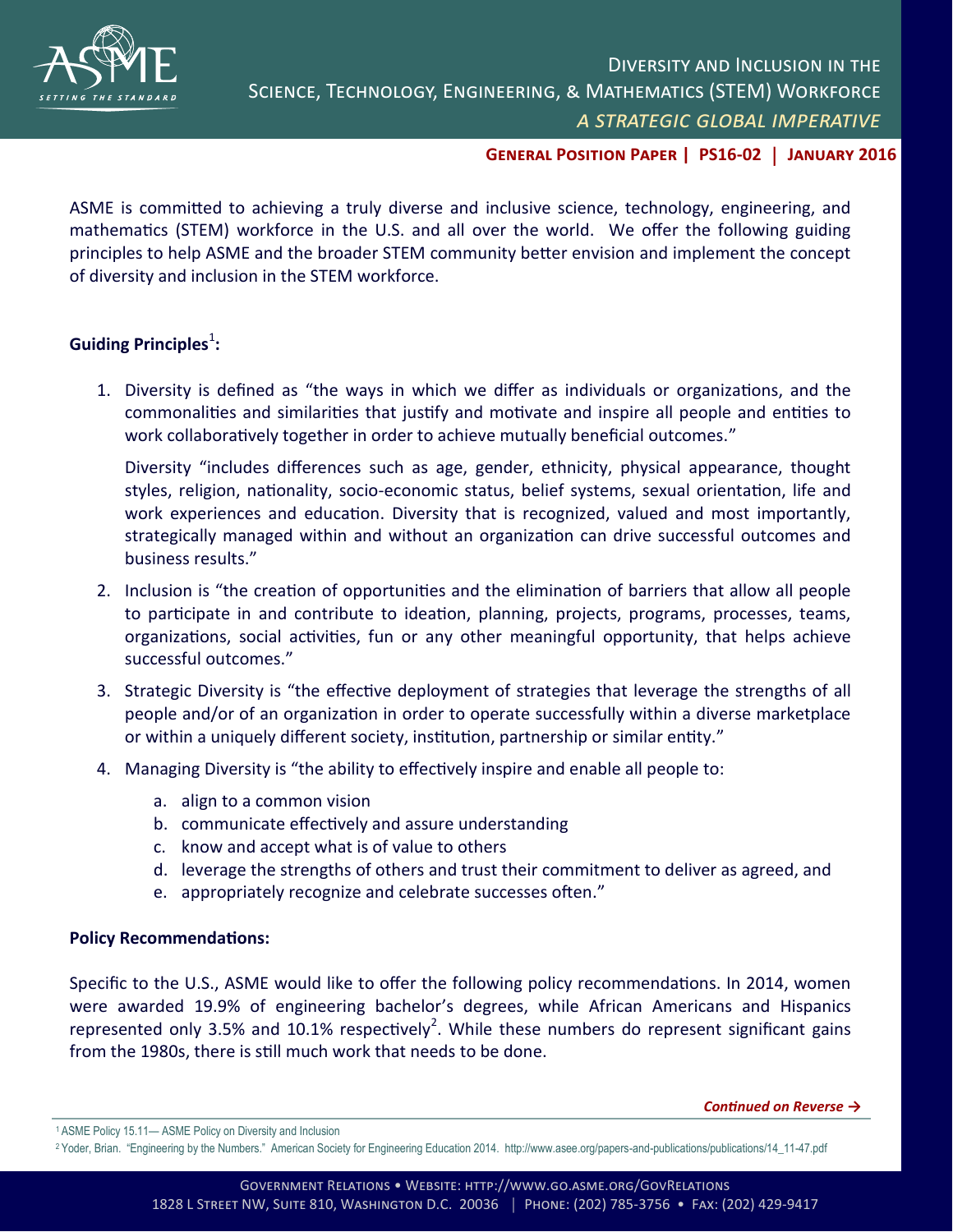# Diversity and Inclusion in the Science, Technology, Engineering, & Mathematics (STEM) Workforce

*A STRATEGIC GLOBAL IMPERATIVE*

**General Position Paper | PS16-02 | January 2016**

ASME is committed to achieving a truly diverse and inclusive science, technology, engineering, and mathematics (STEM) workforce in the U.S. and all over the world. We offer the following guiding principles to help ASME and the broader STEM community better envision and implement the concept of diversity and inclusion in the STEM workforce.

**Guiding Principles[1]:**

1. Diversity is defined as "the ways in which we differ as individuals or organizations, and the commonalities and similarities that justify and motivate and inspire all people and entities to work collaboratively together in order to achieve mutually beneficial outcomes."

   Diversity "includes differences such as age, gender, ethnicity, physical appearance, thought styles, religion, nationality, socio-economic status, belief systems, sexual orientation, life and work experiences and education. Diversity that is recognized, valued and most importantly, strategically managed within and without an organization can drive successful outcomes and business results."

2. Inclusion is "the creation of opportunities and the elimination of barriers that allow all people to participate in and contribute to ideation, planning, projects, programs, processes, teams, organizations, social activities, fun or any other meaningful opportunity, that helps achieve successful outcomes."

3. Strategic Diversity is "the effective deployment of strategies that leverage the strengths of all people and/or of an organization in order to operate successfully within a diverse marketplace or within a uniquely different society, institution, partnership or similar entity."

4. Managing Diversity is "the ability to effectively inspire and enable all people to:
   a. align to a common vision
   b. communicate effectively and assure understanding
   c. know and accept what is of value to others
   d. leverage the strengths of others and trust their commitment to deliver as agreed, and
   e. appropriately recognize and celebrate successes often."

**Policy Recommendations:**

Specific to the U.S., ASME would like to offer the following policy recommendations. In 2014, women were awarded 19.9% of engineering bachelor's degrees, while African Americans and Hispanics represented only 3.5% and 10.1% respectively[2]. While these numbers do represent significant gains from the 1980s, there is still much work that needs to be done.

***Continued on Reverse →***

[1] ASME Policy 15.11— ASME Policy on Diversity and Inclusion

[2] Yoder, Brian. "Engineering by the Numbers." American Society for Engineering Education 2014. http://www.asee.org/papers-and-publications/publications/14_11-47.pdf

Government Relations • Website: http://www.go.asme.org/GovRelations
1828 L Street NW, Suite 810, Washington D.C. 20036 | Phone: (202) 785-3756 • Fax: (202) 429-9417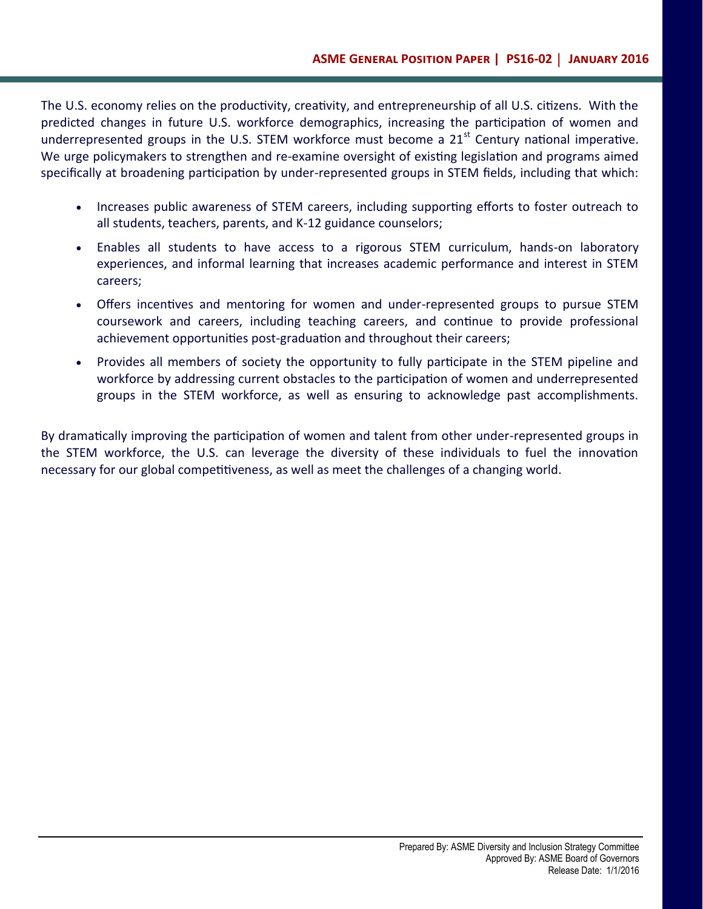The U.S. economy relies on the productivity, creativity, and entrepreneurship of all U.S. citizens. With the predicted changes in future U.S. workforce demographics, increasing the participation of women and underrepresented groups in the U.S. STEM workforce must become a 21st Century national imperative. We urge policymakers to strengthen and re-examine oversight of existing legislation and programs aimed specifically at broadening participation by under-represented groups in STEM fields, including that which:

- Increases public awareness of STEM careers, including supporting efforts to foster outreach to all students, teachers, parents, and K-12 guidance counselors;
- Enables all students to have access to a rigorous STEM curriculum, hands-on laboratory experiences, and informal learning that increases academic performance and interest in STEM careers;
- Offers incentives and mentoring for women and under-represented groups to pursue STEM coursework and careers, including teaching careers, and continue to provide professional achievement opportunities post-graduation and throughout their careers;
- Provides all members of society the opportunity to fully participate in the STEM pipeline and workforce by addressing current obstacles to the participation of women and underrepresented groups in the STEM workforce, as well as ensuring to acknowledge past accomplishments.

By dramatically improving the participation of women and talent from other under-represented groups in the STEM workforce, the U.S. can leverage the diversity of these individuals to fuel the innovation necessary for our global competitiveness, as well as meet the challenges of a changing world.

Prepared By: ASME Diversity and Inclusion Strategy Committee
Approved By: ASME Board of Governors
Release Date: 1/1/2016